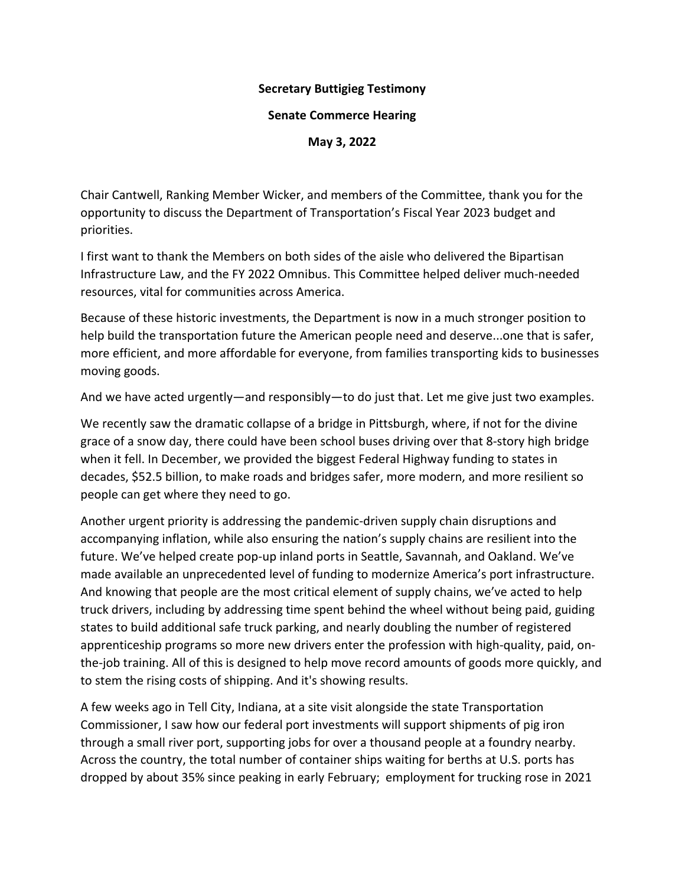**Secretary Buttigieg Testimony**

**Senate Commerce Hearing**

**May 3, 2022**

Chair Cantwell, Ranking Member Wicker, and members of the Committee, thank you for the opportunity to discuss the Department of Transportation's Fiscal Year 2023 budget and priorities.

I first want to thank the Members on both sides of the aisle who delivered the Bipartisan Infrastructure Law, and the FY 2022 Omnibus. This Committee helped deliver much-needed resources, vital for communities across America.

Because of these historic investments, the Department is now in a much stronger position to help build the transportation future the American people need and deserve...one that is safer, more efficient, and more affordable for everyone, from families transporting kids to businesses moving goods.

And we have acted urgently—and responsibly—to do just that. Let me give just two examples.

We recently saw the dramatic collapse of a bridge in Pittsburgh, where, if not for the divine grace of a snow day, there could have been school buses driving over that 8-story high bridge when it fell. In December, we provided the biggest Federal Highway funding to states in decades, $52.5 billion, to make roads and bridges safer, more modern, and more resilient so people can get where they need to go.

Another urgent priority is addressing the pandemic-driven supply chain disruptions and accompanying inflation, while also ensuring the nation's supply chains are resilient into the future. We've helped create pop-up inland ports in Seattle, Savannah, and Oakland. We've made available an unprecedented level of funding to modernize America's port infrastructure. And knowing that people are the most critical element of supply chains, we've acted to help truck drivers, including by addressing time spent behind the wheel without being paid, guiding states to build additional safe truck parking, and nearly doubling the number of registered apprenticeship programs so more new drivers enter the profession with high-quality, paid, on-the-job training. All of this is designed to help move record amounts of goods more quickly, and to stem the rising costs of shipping. And it's showing results.

A few weeks ago in Tell City, Indiana, at a site visit alongside the state Transportation Commissioner, I saw how our federal port investments will support shipments of pig iron through a small river port, supporting jobs for over a thousand people at a foundry nearby. Across the country, the total number of container ships waiting for berths at U.S. ports has dropped by about 35% since peaking in early February; employment for trucking rose in 2021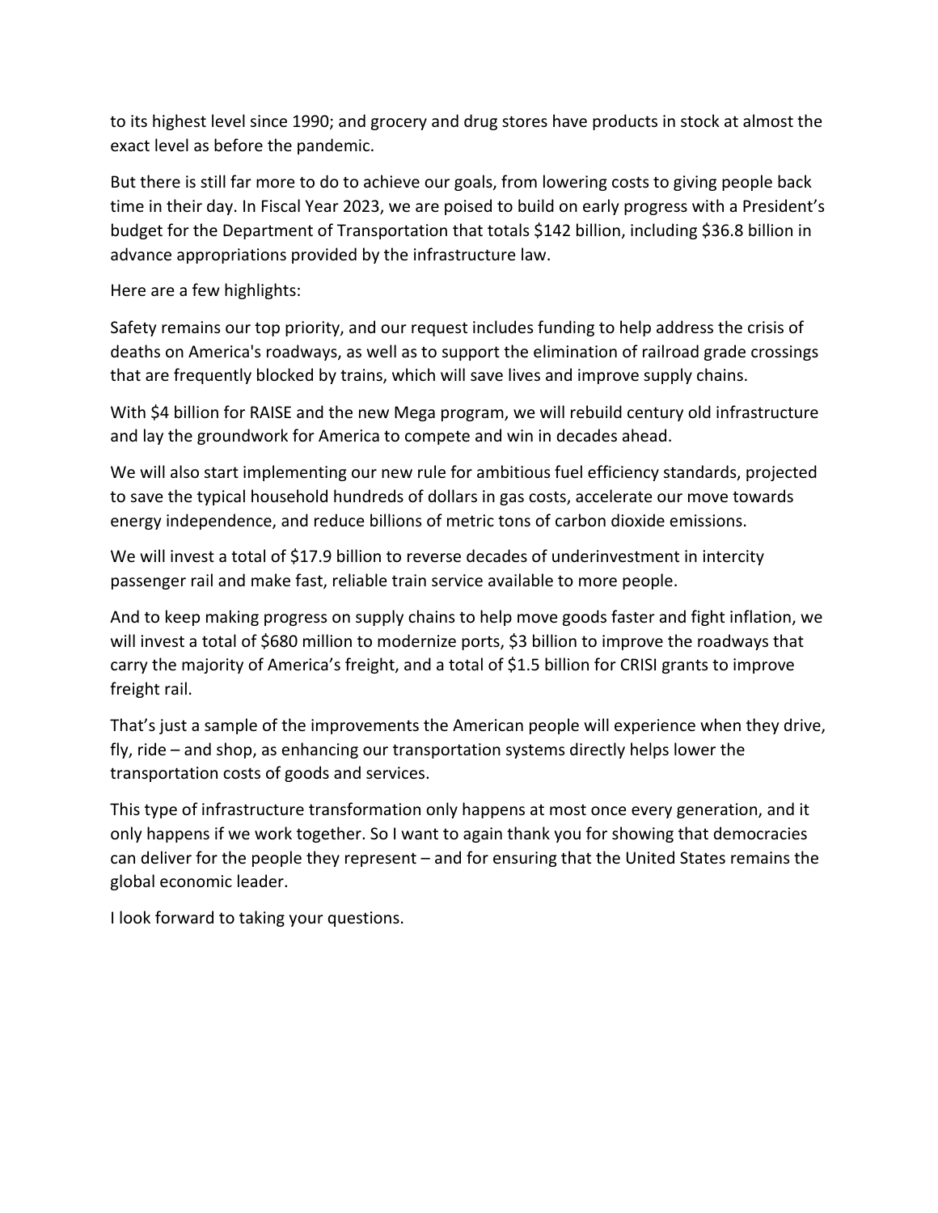to its highest level since 1990; and grocery and drug stores have products in stock at almost the exact level as before the pandemic.

But there is still far more to do to achieve our goals, from lowering costs to giving people back time in their day. In Fiscal Year 2023, we are poised to build on early progress with a President's budget for the Department of Transportation that totals $142 billion, including $36.8 billion in advance appropriations provided by the infrastructure law.

Here are a few highlights:

Safety remains our top priority, and our request includes funding to help address the crisis of deaths on America's roadways, as well as to support the elimination of railroad grade crossings that are frequently blocked by trains, which will save lives and improve supply chains.

With $4 billion for RAISE and the new Mega program, we will rebuild century old infrastructure and lay the groundwork for America to compete and win in decades ahead.

We will also start implementing our new rule for ambitious fuel efficiency standards, projected to save the typical household hundreds of dollars in gas costs, accelerate our move towards energy independence, and reduce billions of metric tons of carbon dioxide emissions.

We will invest a total of $17.9 billion to reverse decades of underinvestment in intercity passenger rail and make fast, reliable train service available to more people.

And to keep making progress on supply chains to help move goods faster and fight inflation, we will invest a total of $680 million to modernize ports, $3 billion to improve the roadways that carry the majority of America's freight, and a total of $1.5 billion for CRISI grants to improve freight rail.

That's just a sample of the improvements the American people will experience when they drive, fly, ride – and shop, as enhancing our transportation systems directly helps lower the transportation costs of goods and services.

This type of infrastructure transformation only happens at most once every generation, and it only happens if we work together. So I want to again thank you for showing that democracies can deliver for the people they represent – and for ensuring that the United States remains the global economic leader.

I look forward to taking your questions.